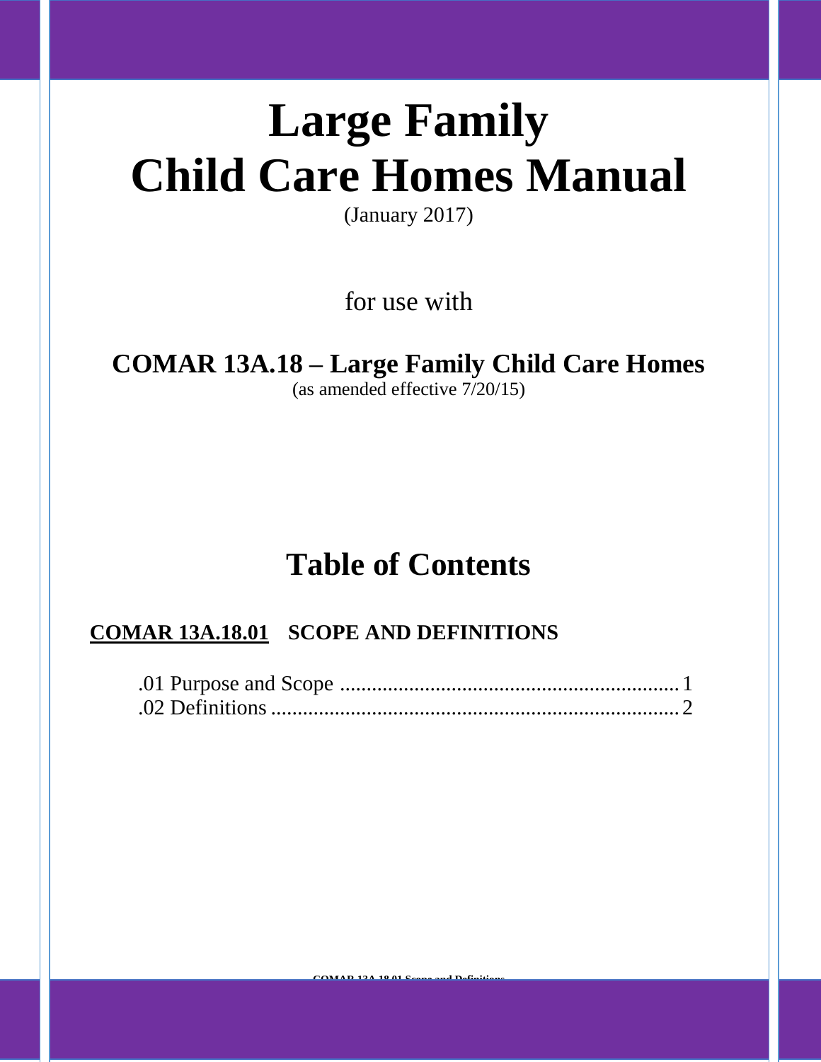# Large Family Child Care Homes Manual

(January 2017)

for use with

## COMAR 13A.18 – Large Family Child Care Homes

(as amended effective 7/20/15)

## Table of Contents

### COMAR 13A.18.01 SCOPE AND DEFINITIONS

.01 Purpose and Scope ........................................................................ 1
.02 Definitions ...................................................................................... 2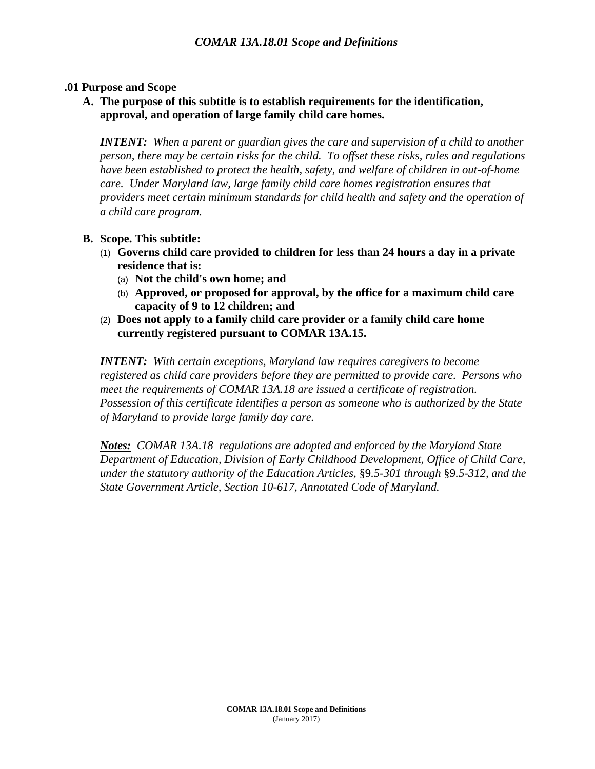## .01 Purpose and Scope

**A. The purpose of this subtitle is to establish requirements for the identification, approval, and operation of large family child care homes.**

***INTENT:*** *When a parent or guardian gives the care and supervision of a child to another person, there may be certain risks for the child. To offset these risks, rules and regulations have been established to protect the health, safety, and welfare of children in out-of-home care. Under Maryland law, large family child care homes registration ensures that providers meet certain minimum standards for child health and safety and the operation of a child care program.*

**B. Scope. This subtitle:**

(1) **Governs child care provided to children for less than 24 hours a day in a private residence that is:**

(a) **Not the child's own home; and**

(b) **Approved, or proposed for approval, by the office for a maximum child care capacity of 9 to 12 children; and**

(2) **Does not apply to a family child care provider or a family child care home currently registered pursuant to COMAR 13A.15.**

***INTENT:*** *With certain exceptions, Maryland law requires caregivers to become registered as child care providers before they are permitted to provide care. Persons who meet the requirements of COMAR 13A.18 are issued a certificate of registration. Possession of this certificate identifies a person as someone who is authorized by the State of Maryland to provide large family day care.*

***Notes:*** *COMAR 13A.18 regulations are adopted and enforced by the Maryland State Department of Education, Division of Early Childhood Development, Office of Child Care, under the statutory authority of the Education Articles,* §9*.5-301 through* §9*.5-312, and the State Government Article, Section 10-617, Annotated Code of Maryland.*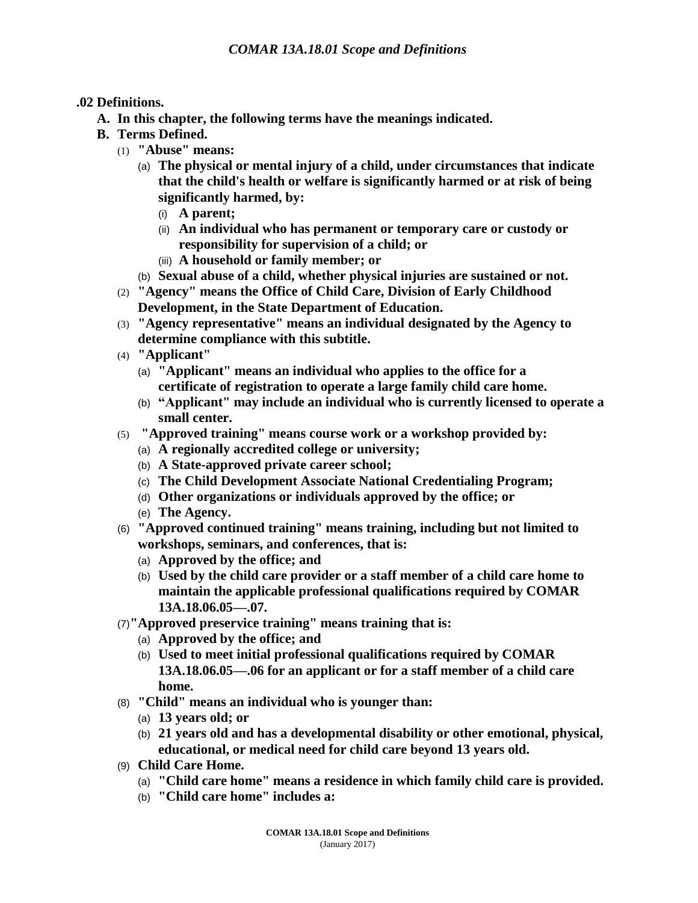**.02 Definitions.**

- **A. In this chapter, the following terms have the meanings indicated.**
- **B. Terms Defined.**
  - (1) **"Abuse" means:**
    - (a) **The physical or mental injury of a child, under circumstances that indicate that the child's health or welfare is significantly harmed or at risk of being significantly harmed, by:**
      - (i) **A parent;**
      - (ii) **An individual who has permanent or temporary care or custody or responsibility for supervision of a child; or**
      - (iii) **A household or family member; or**
    - (b) **Sexual abuse of a child, whether physical injuries are sustained or not.**
  - (2) **"Agency" means the Office of Child Care, Division of Early Childhood Development, in the State Department of Education.**
  - (3) **"Agency representative" means an individual designated by the Agency to determine compliance with this subtitle.**
  - (4) **"Applicant"**
    - (a) **"Applicant" means an individual who applies to the office for a certificate of registration to operate a large family child care home.**
    - (b) **"Applicant" may include an individual who is currently licensed to operate a small center.**
  - (5) **"Approved training" means course work or a workshop provided by:**
    - (a) **A regionally accredited college or university;**
    - (b) **A State-approved private career school;**
    - (c) **The Child Development Associate National Credentialing Program;**
    - (d) **Other organizations or individuals approved by the office; or**
    - (e) **The Agency.**
  - (6) **"Approved continued training" means training, including but not limited to workshops, seminars, and conferences, that is:**
    - (a) **Approved by the office; and**
    - (b) **Used by the child care provider or a staff member of a child care home to maintain the applicable professional qualifications required by COMAR 13A.18.06.05—.07.**
  - (7) **"Approved preservice training" means training that is:**
    - (a) **Approved by the office; and**
    - (b) **Used to meet initial professional qualifications required by COMAR 13A.18.06.05—.06 for an applicant or for a staff member of a child care home.**
  - (8) **"Child" means an individual who is younger than:**
    - (a) **13 years old; or**
    - (b) **21 years old and has a developmental disability or other emotional, physical, educational, or medical need for child care beyond 13 years old.**
  - (9) **Child Care Home.**
    - (a) **"Child care home" means a residence in which family child care is provided.**
    - (b) **"Child care home" includes a:**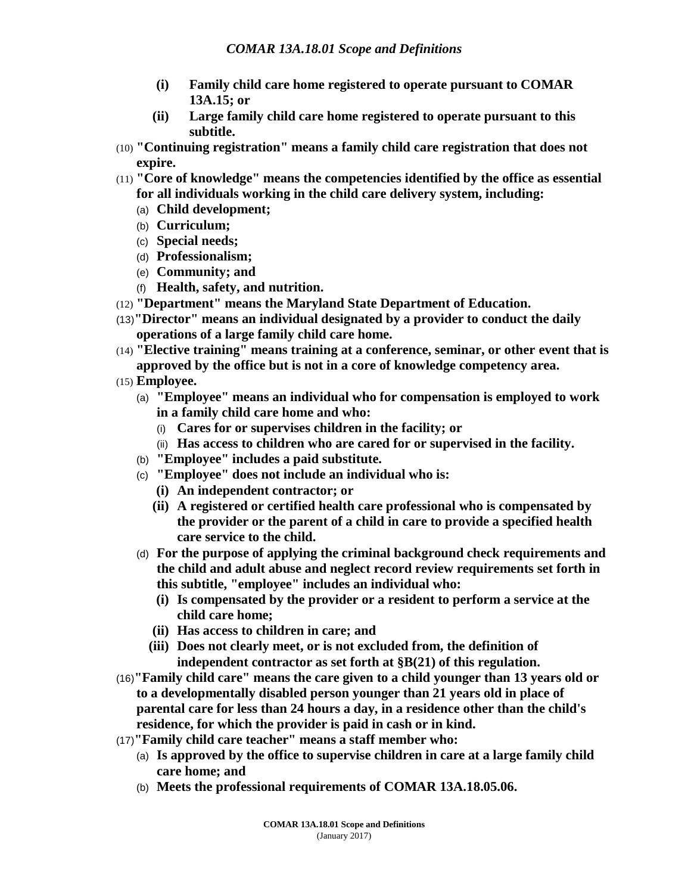(i) **Family child care home registered to operate pursuant to COMAR 13A.15; or**

(ii) **Large family child care home registered to operate pursuant to this subtitle.**

(10) **"Continuing registration" means a family child care registration that does not expire.**

(11) **"Core of knowledge" means the competencies identified by the office as essential for all individuals working in the child care delivery system, including:**

(a) **Child development;**

(b) **Curriculum;**

(c) **Special needs;**

(d) **Professionalism;**

(e) **Community; and**

(f) **Health, safety, and nutrition.**

(12) **"Department" means the Maryland State Department of Education.**

(13) **"Director" means an individual designated by a provider to conduct the daily operations of a large family child care home.**

(14) **"Elective training" means training at a conference, seminar, or other event that is approved by the office but is not in a core of knowledge competency area.**

(15) **Employee.**

(a) **"Employee" means an individual who for compensation is employed to work in a family child care home and who:**

(i) **Cares for or supervises children in the facility; or**

(ii) **Has access to children who are cared for or supervised in the facility.**

(b) **"Employee" includes a paid substitute.**

(c) **"Employee" does not include an individual who is:**

(i) **An independent contractor; or**

(ii) **A registered or certified health care professional who is compensated by the provider or the parent of a child in care to provide a specified health care service to the child.**

(d) **For the purpose of applying the criminal background check requirements and the child and adult abuse and neglect record review requirements set forth in this subtitle, "employee" includes an individual who:**

(i) **Is compensated by the provider or a resident to perform a service at the child care home;**

(ii) **Has access to children in care; and**

(iii) **Does not clearly meet, or is not excluded from, the definition of independent contractor as set forth at §B(21) of this regulation.**

(16) **"Family child care" means the care given to a child younger than 13 years old or to a developmentally disabled person younger than 21 years old in place of parental care for less than 24 hours a day, in a residence other than the child's residence, for which the provider is paid in cash or in kind.**

(17) **"Family child care teacher" means a staff member who:**

(a) **Is approved by the office to supervise children in care at a large family child care home; and**

(b) **Meets the professional requirements of COMAR 13A.18.05.06.**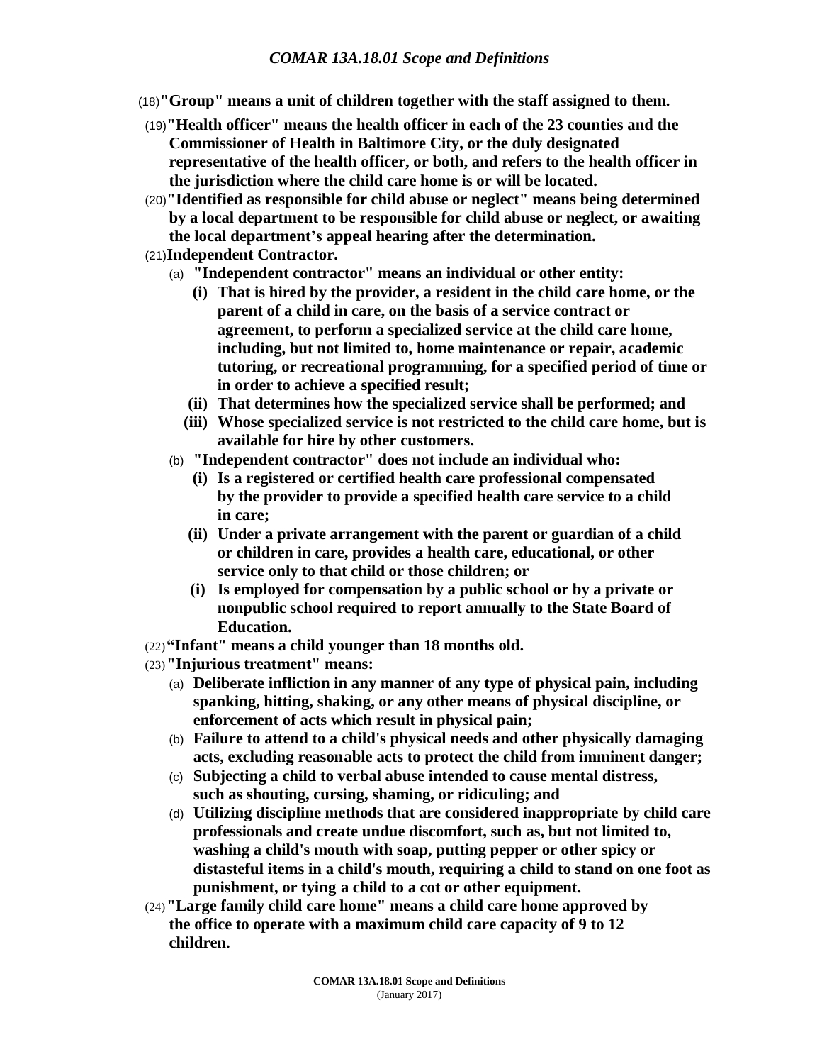(18) **"Group" means a unit of children together with the staff assigned to them.**

(19) **"Health officer" means the health officer in each of the 23 counties and the Commissioner of Health in Baltimore City, or the duly designated representative of the health officer, or both, and refers to the health officer in the jurisdiction where the child care home is or will be located.**

(20) **"Identified as responsible for child abuse or neglect" means being determined by a local department to be responsible for child abuse or neglect, or awaiting the local department's appeal hearing after the determination.**

(21) **Independent Contractor.**

  (a) **"Independent contractor" means an individual or other entity:**

   **(i) That is hired by the provider, a resident in the child care home, or the parent of a child in care, on the basis of a service contract or agreement, to perform a specialized service at the child care home, including, but not limited to, home maintenance or repair, academic tutoring, or recreational programming, for a specified period of time or in order to achieve a specified result;**

   **(ii) That determines how the specialized service shall be performed; and**

   **(iii) Whose specialized service is not restricted to the child care home, but is available for hire by other customers.**

  (b) **"Independent contractor" does not include an individual who:**

   **(i) Is a registered or certified health care professional compensated by the provider to provide a specified health care service to a child in care;**

   **(ii) Under a private arrangement with the parent or guardian of a child or children in care, provides a health care, educational, or other service only to that child or those children; or**

   **(i) Is employed for compensation by a public school or by a private or nonpublic school required to report annually to the State Board of Education.**

(22) **"Infant" means a child younger than 18 months old.**

(23) **"Injurious treatment" means:**

  (a) **Deliberate infliction in any manner of any type of physical pain, including spanking, hitting, shaking, or any other means of physical discipline, or enforcement of acts which result in physical pain;**

  (b) **Failure to attend to a child's physical needs and other physically damaging acts, excluding reasonable acts to protect the child from imminent danger;**

  (c) **Subjecting a child to verbal abuse intended to cause mental distress, such as shouting, cursing, shaming, or ridiculing; and**

  (d) **Utilizing discipline methods that are considered inappropriate by child care professionals and create undue discomfort, such as, but not limited to, washing a child's mouth with soap, putting pepper or other spicy or distasteful items in a child's mouth, requiring a child to stand on one foot as punishment, or tying a child to a cot or other equipment.**

(24) **"Large family child care home" means a child care home approved by the office to operate with a maximum child care capacity of 9 to 12 children.**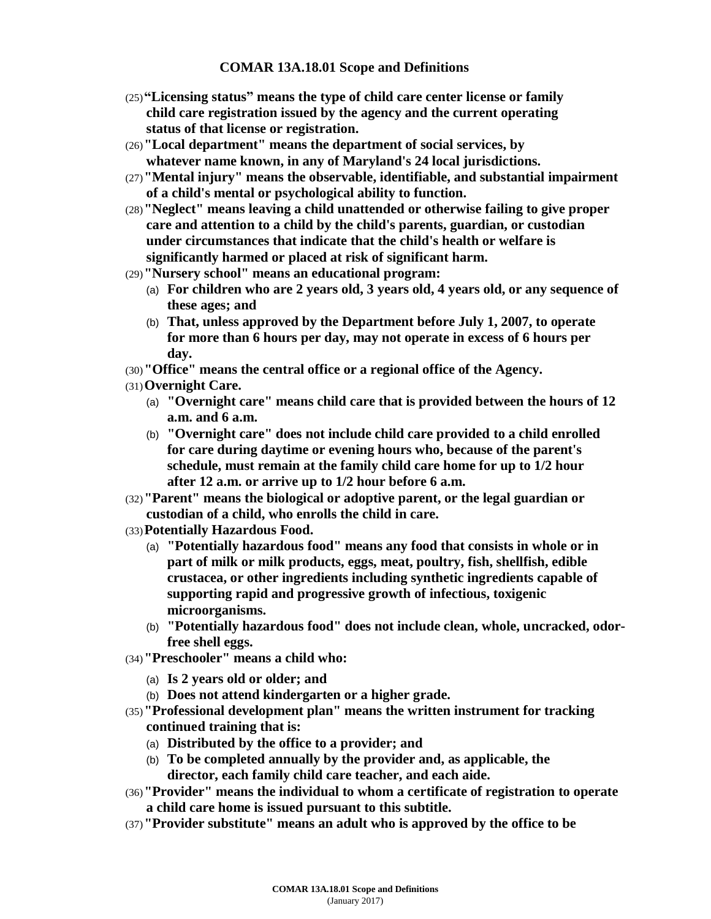**COMAR 13A.18.01 Scope and Definitions**

(25) **"Licensing status" means the type of child care center license or family child care registration issued by the agency and the current operating status of that license or registration.**

(26) **"Local department" means the department of social services, by whatever name known, in any of Maryland's 24 local jurisdictions.**

(27) **"Mental injury" means the observable, identifiable, and substantial impairment of a child's mental or psychological ability to function.**

(28) **"Neglect" means leaving a child unattended or otherwise failing to give proper care and attention to a child by the child's parents, guardian, or custodian under circumstances that indicate that the child's health or welfare is significantly harmed or placed at risk of significant harm.**

(29) **"Nursery school" means an educational program:**

- (a) **For children who are 2 years old, 3 years old, 4 years old, or any sequence of these ages; and**
- (b) **That, unless approved by the Department before July 1, 2007, to operate for more than 6 hours per day, may not operate in excess of 6 hours per day.**

(30) **"Office" means the central office or a regional office of the Agency.**

(31) **Overnight Care.**

- (a) **"Overnight care" means child care that is provided between the hours of 12 a.m. and 6 a.m.**
- (b) **"Overnight care" does not include child care provided to a child enrolled for care during daytime or evening hours who, because of the parent's schedule, must remain at the family child care home for up to 1/2 hour after 12 a.m. or arrive up to 1/2 hour before 6 a.m.**

(32) **"Parent" means the biological or adoptive parent, or the legal guardian or custodian of a child, who enrolls the child in care.**

(33) **Potentially Hazardous Food.**

- (a) **"Potentially hazardous food" means any food that consists in whole or in part of milk or milk products, eggs, meat, poultry, fish, shellfish, edible crustacea, or other ingredients including synthetic ingredients capable of supporting rapid and progressive growth of infectious, toxigenic microorganisms.**
- (b) **"Potentially hazardous food" does not include clean, whole, uncracked, odor-free shell eggs.**

(34) **"Preschooler" means a child who:**

- (a) **Is 2 years old or older; and**
- (b) **Does not attend kindergarten or a higher grade.**

(35) **"Professional development plan" means the written instrument for tracking continued training that is:**

- (a) **Distributed by the office to a provider; and**
- (b) **To be completed annually by the provider and, as applicable, the director, each family child care teacher, and each aide.**

(36) **"Provider" means the individual to whom a certificate of registration to operate a child care home is issued pursuant to this subtitle.**

(37) **"Provider substitute" means an adult who is approved by the office to be**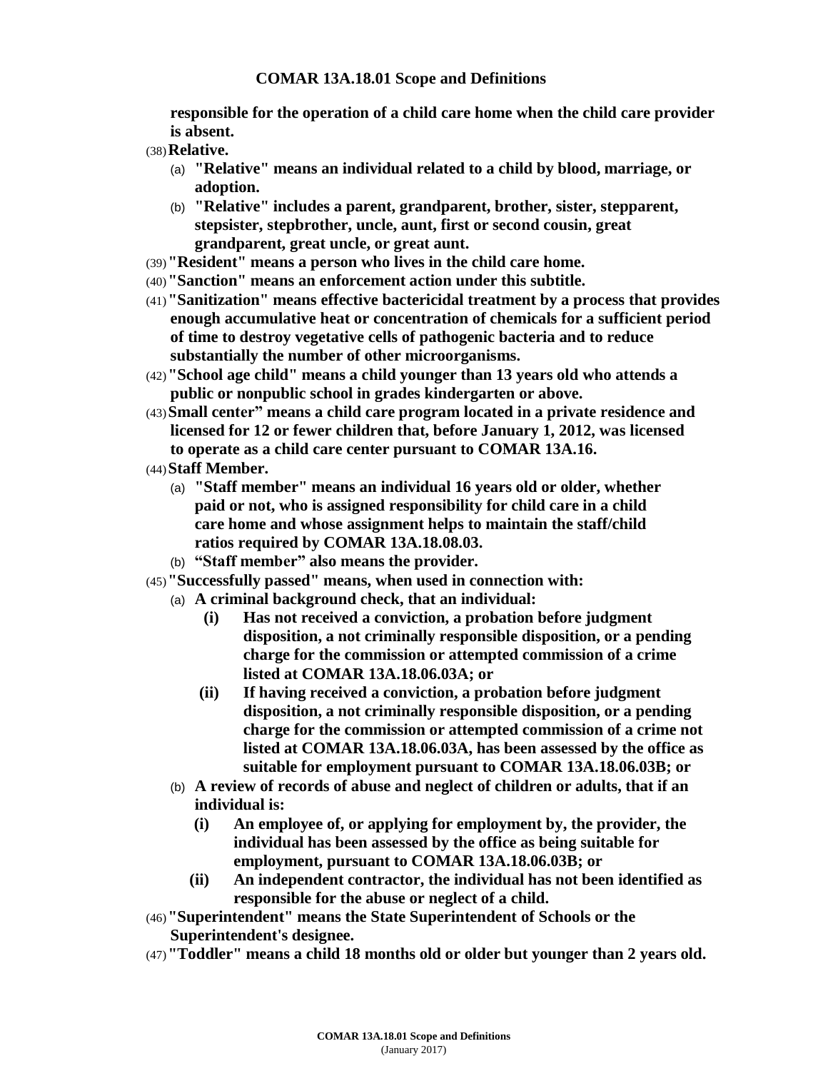**responsible for the operation of a child care home when the child care provider is absent.**

(38) **Relative.**

(a) **"Relative" means an individual related to a child by blood, marriage, or adoption.**

(b) **"Relative" includes a parent, grandparent, brother, sister, stepparent, stepsister, stepbrother, uncle, aunt, first or second cousin, great grandparent, great uncle, or great aunt.**

(39) **"Resident" means a person who lives in the child care home.**

(40) **"Sanction" means an enforcement action under this subtitle.**

(41) **"Sanitization" means effective bactericidal treatment by a process that provides enough accumulative heat or concentration of chemicals for a sufficient period of time to destroy vegetative cells of pathogenic bacteria and to reduce substantially the number of other microorganisms.**

(42) **"School age child" means a child younger than 13 years old who attends a public or nonpublic school in grades kindergarten or above.**

(43) **Small center" means a child care program located in a private residence and licensed for 12 or fewer children that, before January 1, 2012, was licensed to operate as a child care center pursuant to COMAR 13A.16.**

(44) **Staff Member.**

(a) **"Staff member" means an individual 16 years old or older, whether paid or not, who is assigned responsibility for child care in a child care home and whose assignment helps to maintain the staff/child ratios required by COMAR 13A.18.08.03.**

(b) **"Staff member" also means the provider.**

(45) **"Successfully passed" means, when used in connection with:**

(a) **A criminal background check, that an individual:**

**(i)** **Has not received a conviction, a probation before judgment disposition, a not criminally responsible disposition, or a pending charge for the commission or attempted commission of a crime listed at COMAR 13A.18.06.03A; or**

**(ii)** **If having received a conviction, a probation before judgment disposition, a not criminally responsible disposition, or a pending charge for the commission or attempted commission of a crime not listed at COMAR 13A.18.06.03A, has been assessed by the office as suitable for employment pursuant to COMAR 13A.18.06.03B; or**

(b) **A review of records of abuse and neglect of children or adults, that if an individual is:**

**(i)** **An employee of, or applying for employment by, the provider, the individual has been assessed by the office as being suitable for employment, pursuant to COMAR 13A.18.06.03B; or**

**(ii)** **An independent contractor, the individual has not been identified as responsible for the abuse or neglect of a child.**

(46) **"Superintendent" means the State Superintendent of Schools or the Superintendent's designee.**

(47) **"Toddler" means a child 18 months old or older but younger than 2 years old.**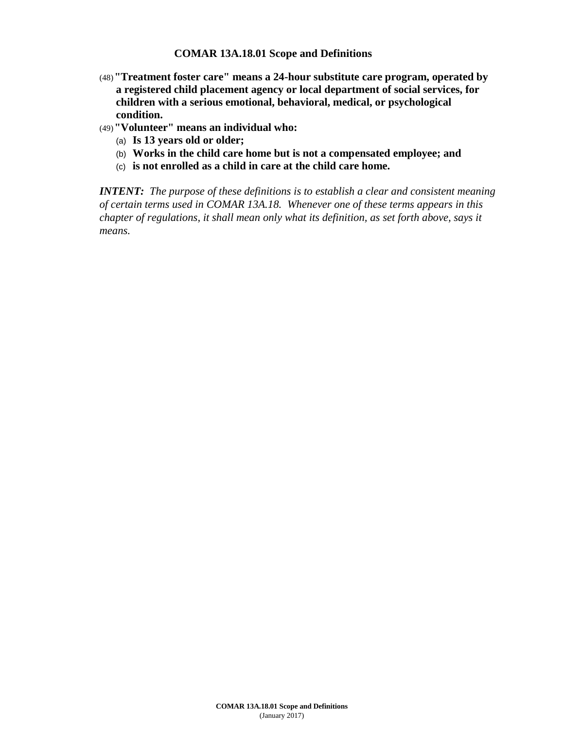**COMAR 13A.18.01 Scope and Definitions**

(48) **"Treatment foster care" means a 24-hour substitute care program, operated by a registered child placement agency or local department of social services, for children with a serious emotional, behavioral, medical, or psychological condition.**

(49) **"Volunteer" means an individual who:**

(a) **Is 13 years old or older;**

(b) **Works in the child care home but is not a compensated employee; and**

(c) **is not enrolled as a child in care at the child care home.**

***INTENT:*** *The purpose of these definitions is to establish a clear and consistent meaning of certain terms used in COMAR 13A.18. Whenever one of these terms appears in this chapter of regulations, it shall mean only what its definition, as set forth above, says it means.*